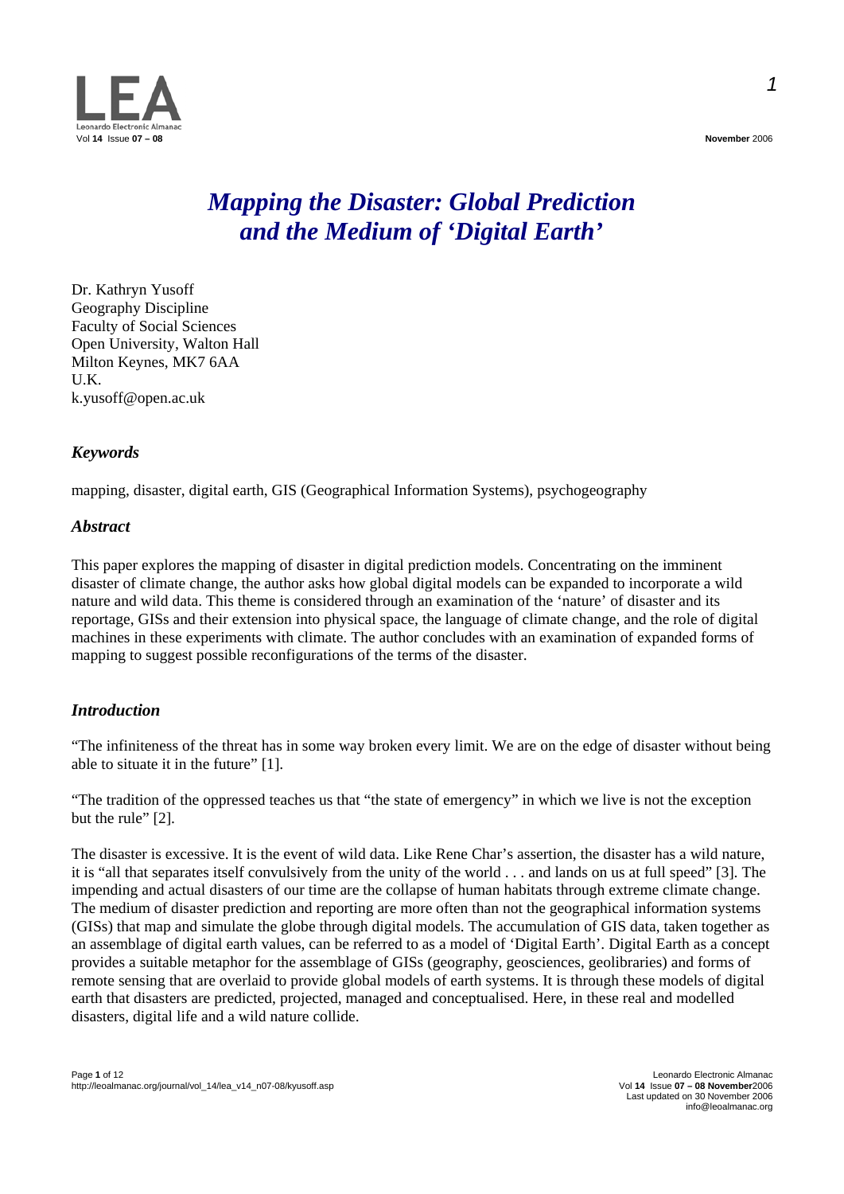# *Mapping the Disaster: Global Prediction and the Medium of 'Digital Earth'*

Dr. Kathryn Yusoff
Geography Discipline
Faculty of Social Sciences
Open University, Walton Hall
Milton Keynes, MK7 6AA
U.K.
k.yusoff@open.ac.uk

## *Keywords*

mapping, disaster, digital earth, GIS (Geographical Information Systems), psychogeography

## *Abstract*

This paper explores the mapping of disaster in digital prediction models. Concentrating on the imminent disaster of climate change, the author asks how global digital models can be expanded to incorporate a wild nature and wild data. This theme is considered through an examination of the 'nature' of disaster and its reportage, GISs and their extension into physical space, the language of climate change, and the role of digital machines in these experiments with climate. The author concludes with an examination of expanded forms of mapping to suggest possible reconfigurations of the terms of the disaster.

## *Introduction*

"The infiniteness of the threat has in some way broken every limit. We are on the edge of disaster without being able to situate it in the future" [1].

"The tradition of the oppressed teaches us that "the state of emergency" in which we live is not the exception but the rule" [2].

The disaster is excessive. It is the event of wild data. Like Rene Char's assertion, the disaster has a wild nature, it is "all that separates itself convulsively from the unity of the world . . . and lands on us at full speed" [3]. The impending and actual disasters of our time are the collapse of human habitats through extreme climate change. The medium of disaster prediction and reporting are more often than not the geographical information systems (GISs) that map and simulate the globe through digital models. The accumulation of GIS data, taken together as an assemblage of digital earth values, can be referred to as a model of 'Digital Earth'. Digital Earth as a concept provides a suitable metaphor for the assemblage of GISs (geography, geosciences, geolibraries) and forms of remote sensing that are overlaid to provide global models of earth systems. It is through these models of digital earth that disasters are predicted, projected, managed and conceptualised. Here, in these real and modelled disasters, digital life and a wild nature collide.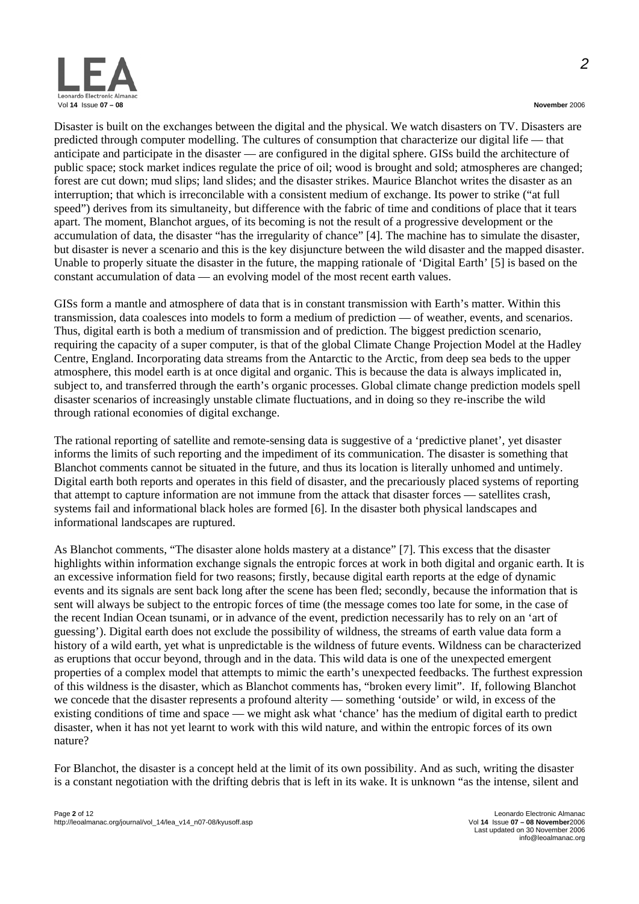Disaster is built on the exchanges between the digital and the physical. We watch disasters on TV. Disasters are predicted through computer modelling. The cultures of consumption that characterize our digital life — that anticipate and participate in the disaster — are configured in the digital sphere. GISs build the architecture of public space; stock market indices regulate the price of oil; wood is brought and sold; atmospheres are changed; forest are cut down; mud slips; land slides; and the disaster strikes. Maurice Blanchot writes the disaster as an interruption; that which is irreconcilable with a consistent medium of exchange. Its power to strike ("at full speed") derives from its simultaneity, but difference with the fabric of time and conditions of place that it tears apart. The moment, Blanchot argues, of its becoming is not the result of a progressive development or the accumulation of data, the disaster "has the irregularity of chance" [4]. The machine has to simulate the disaster, but disaster is never a scenario and this is the key disjuncture between the wild disaster and the mapped disaster. Unable to properly situate the disaster in the future, the mapping rationale of 'Digital Earth' [5] is based on the constant accumulation of data — an evolving model of the most recent earth values.

GISs form a mantle and atmosphere of data that is in constant transmission with Earth's matter. Within this transmission, data coalesces into models to form a medium of prediction — of weather, events, and scenarios. Thus, digital earth is both a medium of transmission and of prediction. The biggest prediction scenario, requiring the capacity of a super computer, is that of the global Climate Change Projection Model at the Hadley Centre, England. Incorporating data streams from the Antarctic to the Arctic, from deep sea beds to the upper atmosphere, this model earth is at once digital and organic. This is because the data is always implicated in, subject to, and transferred through the earth's organic processes. Global climate change prediction models spell disaster scenarios of increasingly unstable climate fluctuations, and in doing so they re-inscribe the wild through rational economies of digital exchange.

The rational reporting of satellite and remote-sensing data is suggestive of a 'predictive planet', yet disaster informs the limits of such reporting and the impediment of its communication. The disaster is something that Blanchot comments cannot be situated in the future, and thus its location is literally unhomed and untimely. Digital earth both reports and operates in this field of disaster, and the precariously placed systems of reporting that attempt to capture information are not immune from the attack that disaster forces — satellites crash, systems fail and informational black holes are formed [6]. In the disaster both physical landscapes and informational landscapes are ruptured.

As Blanchot comments, "The disaster alone holds mastery at a distance" [7]. This excess that the disaster highlights within information exchange signals the entropic forces at work in both digital and organic earth. It is an excessive information field for two reasons; firstly, because digital earth reports at the edge of dynamic events and its signals are sent back long after the scene has been fled; secondly, because the information that is sent will always be subject to the entropic forces of time (the message comes too late for some, in the case of the recent Indian Ocean tsunami, or in advance of the event, prediction necessarily has to rely on an 'art of guessing'). Digital earth does not exclude the possibility of wildness, the streams of earth value data form a history of a wild earth, yet what is unpredictable is the wildness of future events. Wildness can be characterized as eruptions that occur beyond, through and in the data. This wild data is one of the unexpected emergent properties of a complex model that attempts to mimic the earth's unexpected feedbacks. The furthest expression of this wildness is the disaster, which as Blanchot comments has, "broken every limit". If, following Blanchot we concede that the disaster represents a profound alterity — something 'outside' or wild, in excess of the existing conditions of time and space — we might ask what 'chance' has the medium of digital earth to predict disaster, when it has not yet learnt to work with this wild nature, and within the entropic forces of its own nature?

For Blanchot, the disaster is a concept held at the limit of its own possibility. And as such, writing the disaster is a constant negotiation with the drifting debris that is left in its wake. It is unknown "as the intense, silent and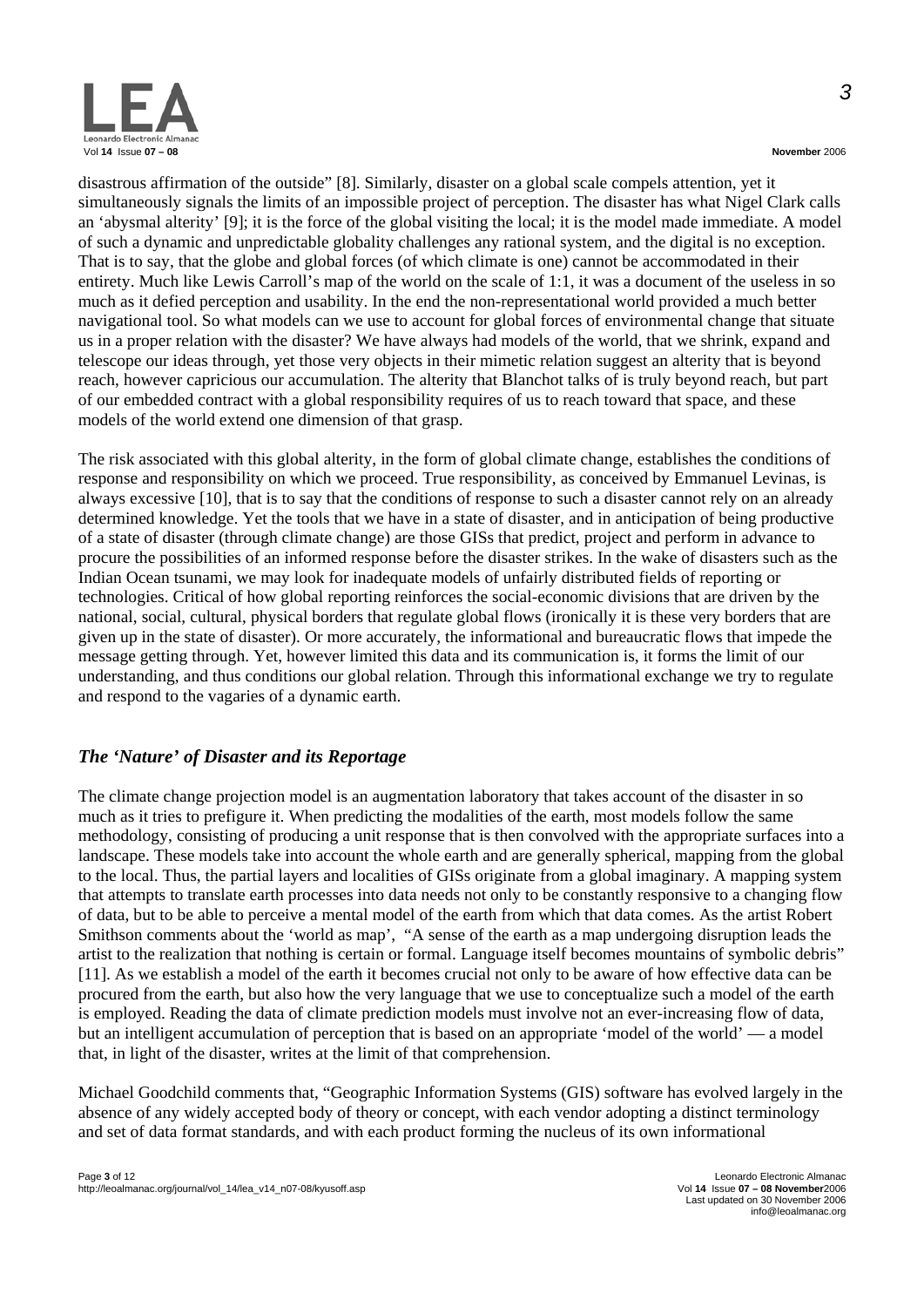disastrous affirmation of the outside" [8]. Similarly, disaster on a global scale compels attention, yet it simultaneously signals the limits of an impossible project of perception. The disaster has what Nigel Clark calls an 'abysmal alterity' [9]; it is the force of the global visiting the local; it is the model made immediate. A model of such a dynamic and unpredictable globality challenges any rational system, and the digital is no exception. That is to say, that the globe and global forces (of which climate is one) cannot be accommodated in their entirety. Much like Lewis Carroll's map of the world on the scale of 1:1, it was a document of the useless in so much as it defied perception and usability. In the end the non-representational world provided a much better navigational tool. So what models can we use to account for global forces of environmental change that situate us in a proper relation with the disaster? We have always had models of the world, that we shrink, expand and telescope our ideas through, yet those very objects in their mimetic relation suggest an alterity that is beyond reach, however capricious our accumulation. The alterity that Blanchot talks of is truly beyond reach, but part of our embedded contract with a global responsibility requires of us to reach toward that space, and these models of the world extend one dimension of that grasp.

The risk associated with this global alterity, in the form of global climate change, establishes the conditions of response and responsibility on which we proceed. True responsibility, as conceived by Emmanuel Levinas, is always excessive [10], that is to say that the conditions of response to such a disaster cannot rely on an already determined knowledge. Yet the tools that we have in a state of disaster, and in anticipation of being productive of a state of disaster (through climate change) are those GISs that predict, project and perform in advance to procure the possibilities of an informed response before the disaster strikes. In the wake of disasters such as the Indian Ocean tsunami, we may look for inadequate models of unfairly distributed fields of reporting or technologies. Critical of how global reporting reinforces the social-economic divisions that are driven by the national, social, cultural, physical borders that regulate global flows (ironically it is these very borders that are given up in the state of disaster). Or more accurately, the informational and bureaucratic flows that impede the message getting through. Yet, however limited this data and its communication is, it forms the limit of our understanding, and thus conditions our global relation. Through this informational exchange we try to regulate and respond to the vagaries of a dynamic earth.

## *The 'Nature' of Disaster and its Reportage*

The climate change projection model is an augmentation laboratory that takes account of the disaster in so much as it tries to prefigure it. When predicting the modalities of the earth, most models follow the same methodology, consisting of producing a unit response that is then convolved with the appropriate surfaces into a landscape. These models take into account the whole earth and are generally spherical, mapping from the global to the local. Thus, the partial layers and localities of GISs originate from a global imaginary. A mapping system that attempts to translate earth processes into data needs not only to be constantly responsive to a changing flow of data, but to be able to perceive a mental model of the earth from which that data comes. As the artist Robert Smithson comments about the 'world as map', "A sense of the earth as a map undergoing disruption leads the artist to the realization that nothing is certain or formal. Language itself becomes mountains of symbolic debris" [11]. As we establish a model of the earth it becomes crucial not only to be aware of how effective data can be procured from the earth, but also how the very language that we use to conceptualize such a model of the earth is employed. Reading the data of climate prediction models must involve not an ever-increasing flow of data, but an intelligent accumulation of perception that is based on an appropriate 'model of the world' — a model that, in light of the disaster, writes at the limit of that comprehension.

Michael Goodchild comments that, "Geographic Information Systems (GIS) software has evolved largely in the absence of any widely accepted body of theory or concept, with each vendor adopting a distinct terminology and set of data format standards, and with each product forming the nucleus of its own informational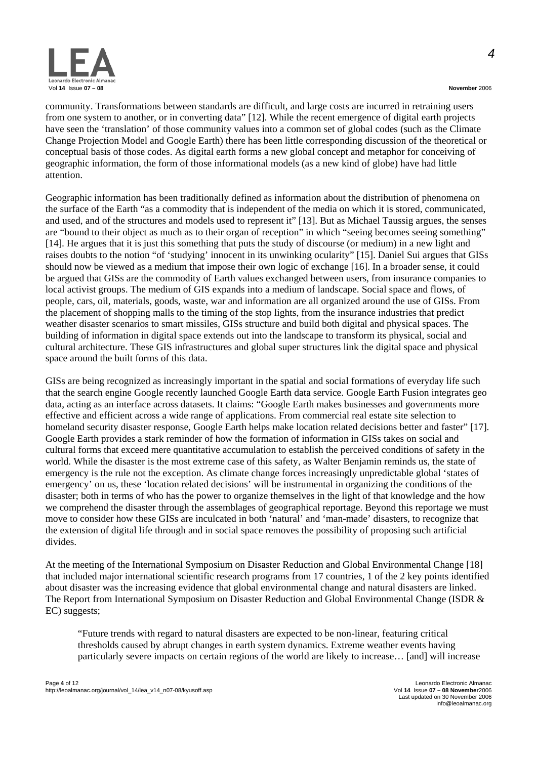community. Transformations between standards are difficult, and large costs are incurred in retraining users from one system to another, or in converting data" [12]. While the recent emergence of digital earth projects have seen the 'translation' of those community values into a common set of global codes (such as the Climate Change Projection Model and Google Earth) there has been little corresponding discussion of the theoretical or conceptual basis of those codes. As digital earth forms a new global concept and metaphor for conceiving of geographic information, the form of those informational models (as a new kind of globe) have had little attention.

Geographic information has been traditionally defined as information about the distribution of phenomena on the surface of the Earth "as a commodity that is independent of the media on which it is stored, communicated, and used, and of the structures and models used to represent it" [13]. But as Michael Taussig argues, the senses are "bound to their object as much as to their organ of reception" in which "seeing becomes seeing something" [14]. He argues that it is just this something that puts the study of discourse (or medium) in a new light and raises doubts to the notion "of 'studying' innocent in its unwinking ocularity" [15]. Daniel Sui argues that GISs should now be viewed as a medium that impose their own logic of exchange [16]. In a broader sense, it could be argued that GISs are the commodity of Earth values exchanged between users, from insurance companies to local activist groups. The medium of GIS expands into a medium of landscape. Social space and flows, of people, cars, oil, materials, goods, waste, war and information are all organized around the use of GISs. From the placement of shopping malls to the timing of the stop lights, from the insurance industries that predict weather disaster scenarios to smart missiles, GISs structure and build both digital and physical spaces. The building of information in digital space extends out into the landscape to transform its physical, social and cultural architecture. These GIS infrastructures and global super structures link the digital space and physical space around the built forms of this data.

GISs are being recognized as increasingly important in the spatial and social formations of everyday life such that the search engine Google recently launched Google Earth data service. Google Earth Fusion integrates geo data, acting as an interface across datasets. It claims: "Google Earth makes businesses and governments more effective and efficient across a wide range of applications. From commercial real estate site selection to homeland security disaster response, Google Earth helps make location related decisions better and faster" [17]. Google Earth provides a stark reminder of how the formation of information in GISs takes on social and cultural forms that exceed mere quantitative accumulation to establish the perceived conditions of safety in the world. While the disaster is the most extreme case of this safety, as Walter Benjamin reminds us, the state of emergency is the rule not the exception. As climate change forces increasingly unpredictable global 'states of emergency' on us, these 'location related decisions' will be instrumental in organizing the conditions of the disaster; both in terms of who has the power to organize themselves in the light of that knowledge and the how we comprehend the disaster through the assemblages of geographical reportage. Beyond this reportage we must move to consider how these GISs are inculcated in both 'natural' and 'man-made' disasters, to recognize that the extension of digital life through and in social space removes the possibility of proposing such artificial divides.

At the meeting of the International Symposium on Disaster Reduction and Global Environmental Change [18] that included major international scientific research programs from 17 countries, 1 of the 2 key points identified about disaster was the increasing evidence that global environmental change and natural disasters are linked. The Report from International Symposium on Disaster Reduction and Global Environmental Change (ISDR & EC) suggests;

> "Future trends with regard to natural disasters are expected to be non-linear, featuring critical thresholds caused by abrupt changes in earth system dynamics. Extreme weather events having particularly severe impacts on certain regions of the world are likely to increase… [and] will increase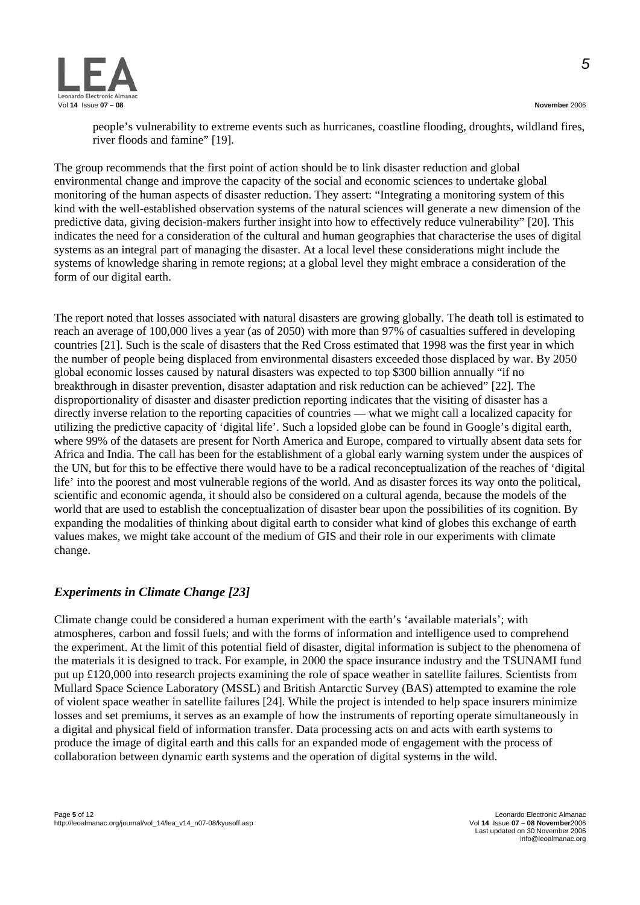people's vulnerability to extreme events such as hurricanes, coastline flooding, droughts, wildland fires, river floods and famine" [19].

The group recommends that the first point of action should be to link disaster reduction and global environmental change and improve the capacity of the social and economic sciences to undertake global monitoring of the human aspects of disaster reduction. They assert: "Integrating a monitoring system of this kind with the well-established observation systems of the natural sciences will generate a new dimension of the predictive data, giving decision-makers further insight into how to effectively reduce vulnerability" [20]. This indicates the need for a consideration of the cultural and human geographies that characterise the uses of digital systems as an integral part of managing the disaster. At a local level these considerations might include the systems of knowledge sharing in remote regions; at a global level they might embrace a consideration of the form of our digital earth.

The report noted that losses associated with natural disasters are growing globally. The death toll is estimated to reach an average of 100,000 lives a year (as of 2050) with more than 97% of casualties suffered in developing countries [21]. Such is the scale of disasters that the Red Cross estimated that 1998 was the first year in which the number of people being displaced from environmental disasters exceeded those displaced by war. By 2050 global economic losses caused by natural disasters was expected to top \$300 billion annually "if no breakthrough in disaster prevention, disaster adaptation and risk reduction can be achieved" [22]. The disproportionality of disaster and disaster prediction reporting indicates that the visiting of disaster has a directly inverse relation to the reporting capacities of countries — what we might call a localized capacity for utilizing the predictive capacity of 'digital life'. Such a lopsided globe can be found in Google's digital earth, where 99% of the datasets are present for North America and Europe, compared to virtually absent data sets for Africa and India. The call has been for the establishment of a global early warning system under the auspices of the UN, but for this to be effective there would have to be a radical reconceptualization of the reaches of 'digital life' into the poorest and most vulnerable regions of the world. And as disaster forces its way onto the political, scientific and economic agenda, it should also be considered on a cultural agenda, because the models of the world that are used to establish the conceptualization of disaster bear upon the possibilities of its cognition. By expanding the modalities of thinking about digital earth to consider what kind of globes this exchange of earth values makes, we might take account of the medium of GIS and their role in our experiments with climate change.

## *Experiments in Climate Change [23]*

Climate change could be considered a human experiment with the earth's 'available materials'; with atmospheres, carbon and fossil fuels; and with the forms of information and intelligence used to comprehend the experiment. At the limit of this potential field of disaster, digital information is subject to the phenomena of the materials it is designed to track. For example, in 2000 the space insurance industry and the TSUNAMI fund put up £120,000 into research projects examining the role of space weather in satellite failures. Scientists from Mullard Space Science Laboratory (MSSL) and British Antarctic Survey (BAS) attempted to examine the role of violent space weather in satellite failures [24]. While the project is intended to help space insurers minimize losses and set premiums, it serves as an example of how the instruments of reporting operate simultaneously in a digital and physical field of information transfer. Data processing acts on and acts with earth systems to produce the image of digital earth and this calls for an expanded mode of engagement with the process of collaboration between dynamic earth systems and the operation of digital systems in the wild.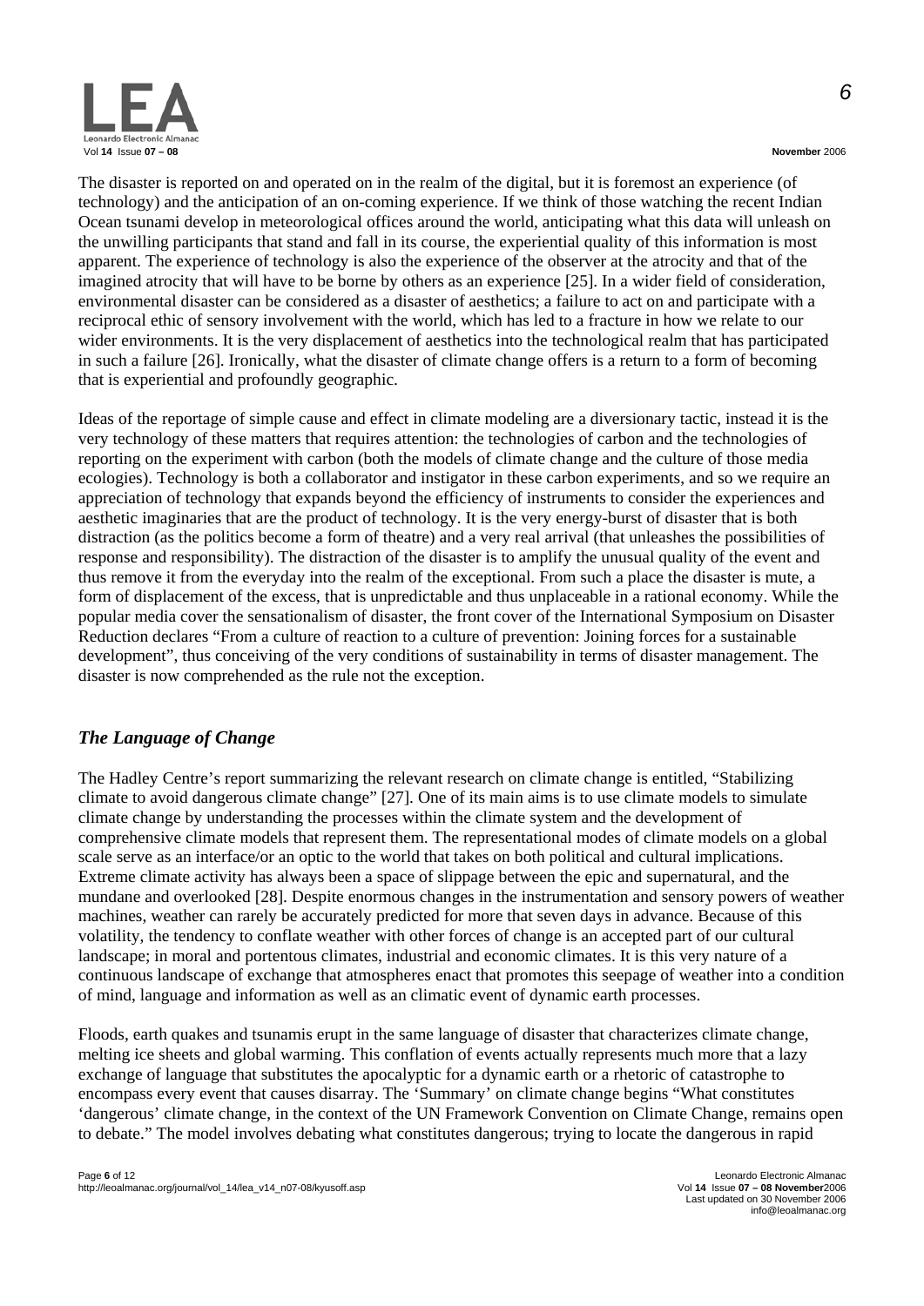The disaster is reported on and operated on in the realm of the digital, but it is foremost an experience (of technology) and the anticipation of an on-coming experience. If we think of those watching the recent Indian Ocean tsunami develop in meteorological offices around the world, anticipating what this data will unleash on the unwilling participants that stand and fall in its course, the experiential quality of this information is most apparent. The experience of technology is also the experience of the observer at the atrocity and that of the imagined atrocity that will have to be borne by others as an experience [25]. In a wider field of consideration, environmental disaster can be considered as a disaster of aesthetics; a failure to act on and participate with a reciprocal ethic of sensory involvement with the world, which has led to a fracture in how we relate to our wider environments. It is the very displacement of aesthetics into the technological realm that has participated in such a failure [26]. Ironically, what the disaster of climate change offers is a return to a form of becoming that is experiential and profoundly geographic.

Ideas of the reportage of simple cause and effect in climate modeling are a diversionary tactic, instead it is the very technology of these matters that requires attention: the technologies of carbon and the technologies of reporting on the experiment with carbon (both the models of climate change and the culture of those media ecologies). Technology is both a collaborator and instigator in these carbon experiments, and so we require an appreciation of technology that expands beyond the efficiency of instruments to consider the experiences and aesthetic imaginaries that are the product of technology. It is the very energy-burst of disaster that is both distraction (as the politics become a form of theatre) and a very real arrival (that unleashes the possibilities of response and responsibility). The distraction of the disaster is to amplify the unusual quality of the event and thus remove it from the everyday into the realm of the exceptional. From such a place the disaster is mute, a form of displacement of the excess, that is unpredictable and thus unplaceable in a rational economy. While the popular media cover the sensationalism of disaster, the front cover of the International Symposium on Disaster Reduction declares "From a culture of reaction to a culture of prevention: Joining forces for a sustainable development", thus conceiving of the very conditions of sustainability in terms of disaster management. The disaster is now comprehended as the rule not the exception.

## *The Language of Change*

The Hadley Centre's report summarizing the relevant research on climate change is entitled, "Stabilizing climate to avoid dangerous climate change" [27]. One of its main aims is to use climate models to simulate climate change by understanding the processes within the climate system and the development of comprehensive climate models that represent them. The representational modes of climate models on a global scale serve as an interface/or an optic to the world that takes on both political and cultural implications. Extreme climate activity has always been a space of slippage between the epic and supernatural, and the mundane and overlooked [28]. Despite enormous changes in the instrumentation and sensory powers of weather machines, weather can rarely be accurately predicted for more that seven days in advance. Because of this volatility, the tendency to conflate weather with other forces of change is an accepted part of our cultural landscape; in moral and portentous climates, industrial and economic climates. It is this very nature of a continuous landscape of exchange that atmospheres enact that promotes this seepage of weather into a condition of mind, language and information as well as an climatic event of dynamic earth processes.

Floods, earth quakes and tsunamis erupt in the same language of disaster that characterizes climate change, melting ice sheets and global warming. This conflation of events actually represents much more that a lazy exchange of language that substitutes the apocalyptic for a dynamic earth or a rhetoric of catastrophe to encompass every event that causes disarray. The 'Summary' on climate change begins "What constitutes 'dangerous' climate change, in the context of the UN Framework Convention on Climate Change, remains open to debate." The model involves debating what constitutes dangerous; trying to locate the dangerous in rapid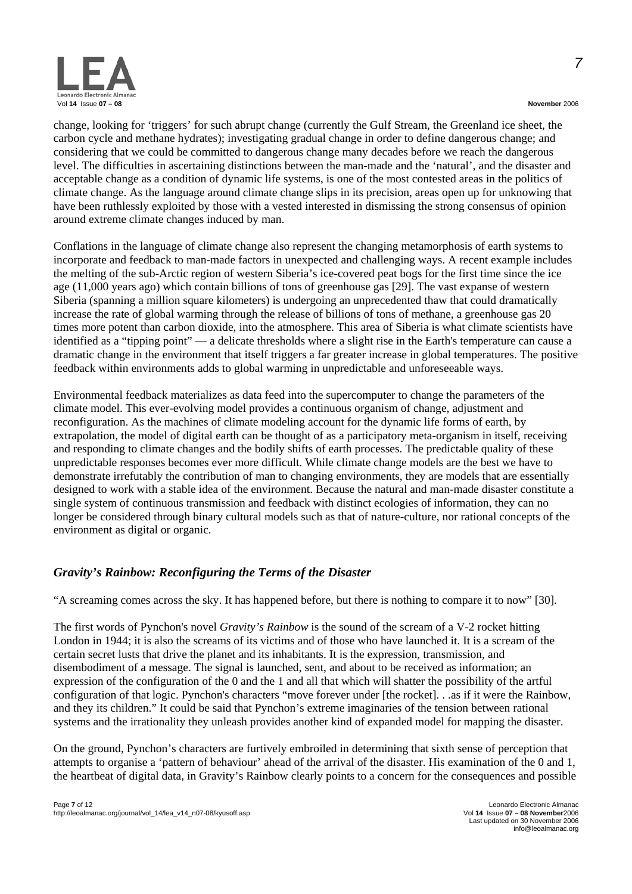change, looking for 'triggers' for such abrupt change (currently the Gulf Stream, the Greenland ice sheet, the carbon cycle and methane hydrates); investigating gradual change in order to define dangerous change; and considering that we could be committed to dangerous change many decades before we reach the dangerous level. The difficulties in ascertaining distinctions between the man-made and the 'natural', and the disaster and acceptable change as a condition of dynamic life systems, is one of the most contested areas in the politics of climate change. As the language around climate change slips in its precision, areas open up for unknowing that have been ruthlessly exploited by those with a vested interested in dismissing the strong consensus of opinion around extreme climate changes induced by man.

Conflations in the language of climate change also represent the changing metamorphosis of earth systems to incorporate and feedback to man-made factors in unexpected and challenging ways. A recent example includes the melting of the sub-Arctic region of western Siberia's ice-covered peat bogs for the first time since the ice age (11,000 years ago) which contain billions of tons of greenhouse gas [29]. The vast expanse of western Siberia (spanning a million square kilometers) is undergoing an unprecedented thaw that could dramatically increase the rate of global warming through the release of billions of tons of methane, a greenhouse gas 20 times more potent than carbon dioxide, into the atmosphere. This area of Siberia is what climate scientists have identified as a "tipping point" — a delicate thresholds where a slight rise in the Earth's temperature can cause a dramatic change in the environment that itself triggers a far greater increase in global temperatures. The positive feedback within environments adds to global warming in unpredictable and unforeseeable ways.

Environmental feedback materializes as data feed into the supercomputer to change the parameters of the climate model. This ever-evolving model provides a continuous organism of change, adjustment and reconfiguration. As the machines of climate modeling account for the dynamic life forms of earth, by extrapolation, the model of digital earth can be thought of as a participatory meta-organism in itself, receiving and responding to climate changes and the bodily shifts of earth processes. The predictable quality of these unpredictable responses becomes ever more difficult. While climate change models are the best we have to demonstrate irrefutably the contribution of man to changing environments, they are models that are essentially designed to work with a stable idea of the environment. Because the natural and man-made disaster constitute a single system of continuous transmission and feedback with distinct ecologies of information, they can no longer be considered through binary cultural models such as that of nature-culture, nor rational concepts of the environment as digital or organic.

## *Gravity's Rainbow: Reconfiguring the Terms of the Disaster*

"A screaming comes across the sky. It has happened before, but there is nothing to compare it to now" [30].

The first words of Pynchon's novel *Gravity's Rainbow* is the sound of the scream of a V-2 rocket hitting London in 1944; it is also the screams of its victims and of those who have launched it. It is a scream of the certain secret lusts that drive the planet and its inhabitants. It is the expression, transmission, and disembodiment of a message. The signal is launched, sent, and about to be received as information; an expression of the configuration of the 0 and the 1 and all that which will shatter the possibility of the artful configuration of that logic. Pynchon's characters "move forever under [the rocket]. . .as if it were the Rainbow, and they its children." It could be said that Pynchon's extreme imaginaries of the tension between rational systems and the irrationality they unleash provides another kind of expanded model for mapping the disaster.

On the ground, Pynchon's characters are furtively embroiled in determining that sixth sense of perception that attempts to organise a 'pattern of behaviour' ahead of the arrival of the disaster. His examination of the 0 and 1, the heartbeat of digital data, in Gravity's Rainbow clearly points to a concern for the consequences and possible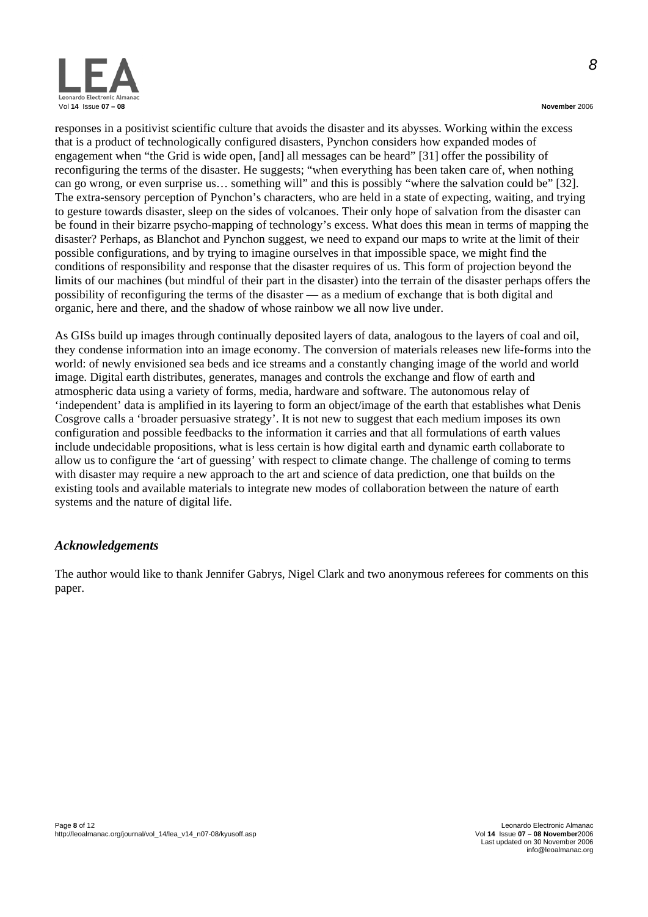responses in a positivist scientific culture that avoids the disaster and its abysses. Working within the excess that is a product of technologically configured disasters, Pynchon considers how expanded modes of engagement when "the Grid is wide open, [and] all messages can be heard" [31] offer the possibility of reconfiguring the terms of the disaster. He suggests; "when everything has been taken care of, when nothing can go wrong, or even surprise us… something will" and this is possibly "where the salvation could be" [32]. The extra-sensory perception of Pynchon's characters, who are held in a state of expecting, waiting, and trying to gesture towards disaster, sleep on the sides of volcanoes. Their only hope of salvation from the disaster can be found in their bizarre psycho-mapping of technology's excess. What does this mean in terms of mapping the disaster? Perhaps, as Blanchot and Pynchon suggest, we need to expand our maps to write at the limit of their possible configurations, and by trying to imagine ourselves in that impossible space, we might find the conditions of responsibility and response that the disaster requires of us. This form of projection beyond the limits of our machines (but mindful of their part in the disaster) into the terrain of the disaster perhaps offers the possibility of reconfiguring the terms of the disaster — as a medium of exchange that is both digital and organic, here and there, and the shadow of whose rainbow we all now live under.

As GISs build up images through continually deposited layers of data, analogous to the layers of coal and oil, they condense information into an image economy. The conversion of materials releases new life-forms into the world: of newly envisioned sea beds and ice streams and a constantly changing image of the world and world image. Digital earth distributes, generates, manages and controls the exchange and flow of earth and atmospheric data using a variety of forms, media, hardware and software. The autonomous relay of 'independent' data is amplified in its layering to form an object/image of the earth that establishes what Denis Cosgrove calls a 'broader persuasive strategy'. It is not new to suggest that each medium imposes its own configuration and possible feedbacks to the information it carries and that all formulations of earth values include undecidable propositions, what is less certain is how digital earth and dynamic earth collaborate to allow us to configure the 'art of guessing' with respect to climate change. The challenge of coming to terms with disaster may require a new approach to the art and science of data prediction, one that builds on the existing tools and available materials to integrate new modes of collaboration between the nature of earth systems and the nature of digital life.

## *Acknowledgements*

The author would like to thank Jennifer Gabrys, Nigel Clark and two anonymous referees for comments on this paper.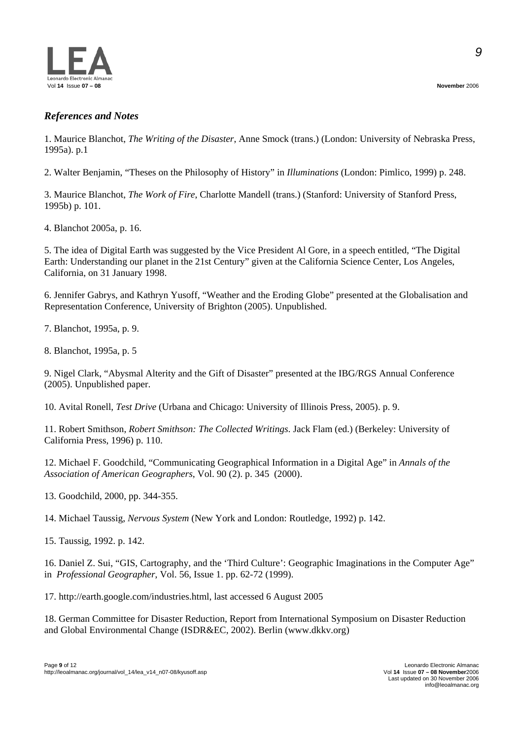### *References and Notes*

1. Maurice Blanchot, *The Writing of the Disaster*, Anne Smock (trans.) (London: University of Nebraska Press, 1995a). p.1

2. Walter Benjamin, "Theses on the Philosophy of History" in *Illuminations* (London: Pimlico, 1999) p. 248.

3. Maurice Blanchot, *The Work of Fire*, Charlotte Mandell (trans.) (Stanford: University of Stanford Press, 1995b) p. 101.

4. Blanchot 2005a, p. 16.

5. The idea of Digital Earth was suggested by the Vice President Al Gore, in a speech entitled, "The Digital Earth: Understanding our planet in the 21st Century" given at the California Science Center, Los Angeles, California, on 31 January 1998.

6. Jennifer Gabrys, and Kathryn Yusoff, "Weather and the Eroding Globe" presented at the Globalisation and Representation Conference, University of Brighton (2005). Unpublished.

7. Blanchot, 1995a, p. 9.

8. Blanchot, 1995a, p. 5

9. Nigel Clark, "Abysmal Alterity and the Gift of Disaster" presented at the IBG/RGS Annual Conference (2005). Unpublished paper.

10. Avital Ronell, *Test Drive* (Urbana and Chicago: University of Illinois Press, 2005). p. 9.

11. Robert Smithson, *Robert Smithson: The Collected Writings*. Jack Flam (ed.) (Berkeley: University of California Press, 1996) p. 110.

12. Michael F. Goodchild, "Communicating Geographical Information in a Digital Age" in *Annals of the Association of American Geographers*, Vol. 90 (2). p. 345 (2000).

13. Goodchild, 2000, pp. 344-355.

14. Michael Taussig, *Nervous System* (New York and London: Routledge, 1992) p. 142.

15. Taussig, 1992. p. 142.

16. Daniel Z. Sui, "GIS, Cartography, and the 'Third Culture': Geographic Imaginations in the Computer Age" in *Professional Geographer*, Vol. 56, Issue 1. pp. 62-72 (1999).

17. http://earth.google.com/industries.html, last accessed 6 August 2005

18. German Committee for Disaster Reduction, Report from International Symposium on Disaster Reduction and Global Environmental Change (ISDR&EC, 2002). Berlin (www.dkkv.org)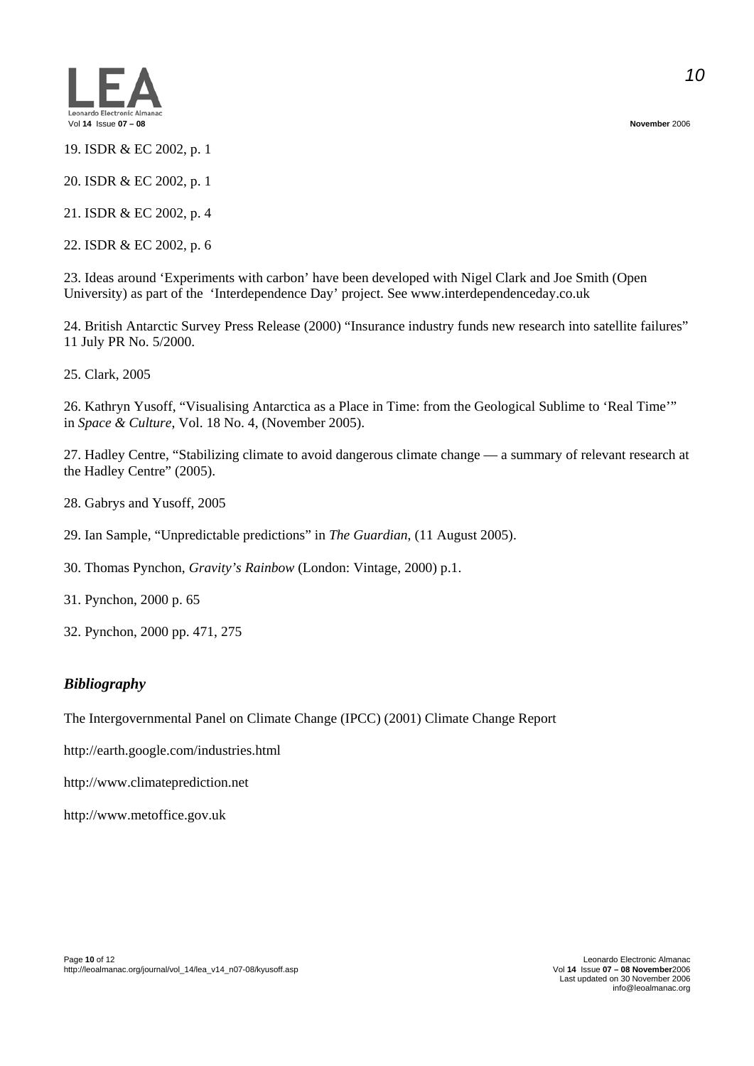19. ISDR & EC 2002, p. 1

20. ISDR & EC 2002, p. 1

21. ISDR & EC 2002, p. 4

22. ISDR & EC 2002, p. 6

23. Ideas around 'Experiments with carbon' have been developed with Nigel Clark and Joe Smith (Open University) as part of the 'Interdependence Day' project. See www.interdependenceday.co.uk

24. British Antarctic Survey Press Release (2000) "Insurance industry funds new research into satellite failures" 11 July PR No. 5/2000.

25. Clark, 2005

26. Kathryn Yusoff, "Visualising Antarctica as a Place in Time: from the Geological Sublime to 'Real Time'" in *Space & Culture*, Vol. 18 No. 4, (November 2005).

27. Hadley Centre, "Stabilizing climate to avoid dangerous climate change — a summary of relevant research at the Hadley Centre" (2005).

28. Gabrys and Yusoff, 2005

29. Ian Sample, "Unpredictable predictions" in *The Guardian*, (11 August 2005).

30. Thomas Pynchon, *Gravity's Rainbow* (London: Vintage, 2000) p.1.

31. Pynchon, 2000 p. 65

32. Pynchon, 2000 pp. 471, 275

### *Bibliography*

The Intergovernmental Panel on Climate Change (IPCC) (2001) Climate Change Report

http://earth.google.com/industries.html

http://www.climateprediction.net

http://www.metoffice.gov.uk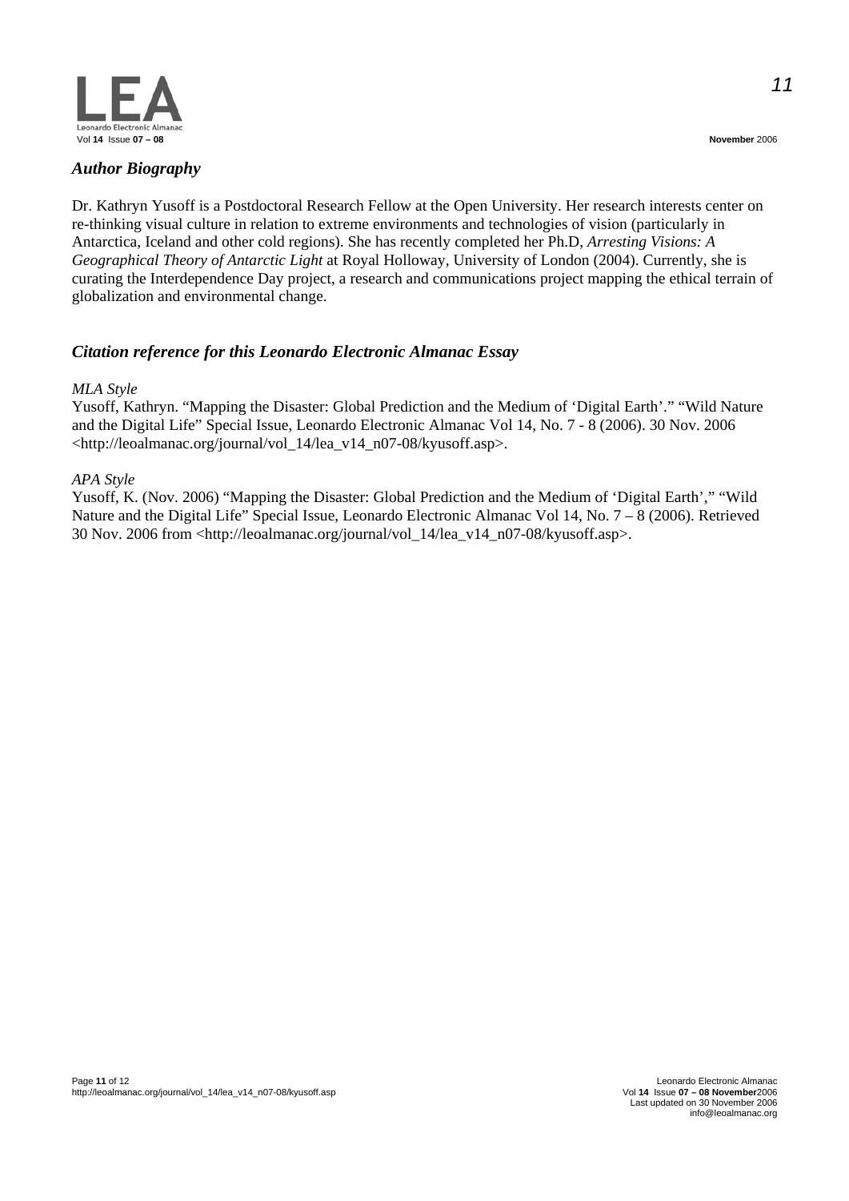## *Author Biography*

Dr. Kathryn Yusoff is a Postdoctoral Research Fellow at the Open University. Her research interests center on re-thinking visual culture in relation to extreme environments and technologies of vision (particularly in Antarctica, Iceland and other cold regions). She has recently completed her Ph.D, *Arresting Visions: A Geographical Theory of Antarctic Light* at Royal Holloway, University of London (2004). Currently, she is curating the Interdependence Day project, a research and communications project mapping the ethical terrain of globalization and environmental change.

## *Citation reference for this Leonardo Electronic Almanac Essay*

*MLA Style*

Yusoff, Kathryn. "Mapping the Disaster: Global Prediction and the Medium of 'Digital Earth'." "Wild Nature and the Digital Life" Special Issue, Leonardo Electronic Almanac Vol 14, No. 7 - 8 (2006). 30 Nov. 2006 <http://leoalmanac.org/journal/vol_14/lea_v14_n07-08/kyusoff.asp>.

*APA Style*

Yusoff, K. (Nov. 2006) "Mapping the Disaster: Global Prediction and the Medium of 'Digital Earth'," "Wild Nature and the Digital Life" Special Issue, Leonardo Electronic Almanac Vol 14, No. 7 – 8 (2006). Retrieved 30 Nov. 2006 from <http://leoalmanac.org/journal/vol_14/lea_v14_n07-08/kyusoff.asp>.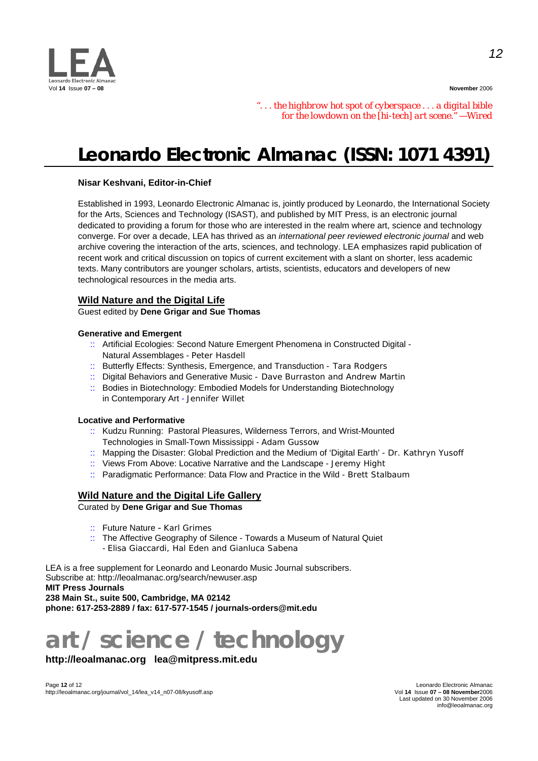*". . . the highbrow hot spot of cyberspace . . . a digital bible for the lowdown on the [hi-tech] art scene." —Wired*

# Leonardo Electronic Almanac (ISSN: 1071 4391)

**Nisar Keshvani, Editor-in-Chief**

Established in 1993, Leonardo Electronic Almanac is, jointly produced by Leonardo, the International Society for the Arts, Sciences and Technology (ISAST), and published by MIT Press, is an electronic journal dedicated to providing a forum for those who are interested in the realm where art, science and technology converge. For over a decade, LEA has thrived as an *international peer reviewed electronic journal* and web archive covering the interaction of the arts, sciences, and technology. LEA emphasizes rapid publication of recent work and critical discussion on topics of current excitement with a slant on shorter, less academic texts. Many contributors are younger scholars, artists, scientists, educators and developers of new technological resources in the media arts.

## Wild Nature and the Digital Life

Guest edited by **Dene Grigar and Sue Thomas**

**Generative and Emergent**

- Artificial Ecologies: Second Nature Emergent Phenomena in Constructed Digital - Natural Assemblages - Peter Hasdell
- Butterfly Effects: Synthesis, Emergence, and Transduction - Tara Rodgers
- Digital Behaviors and Generative Music - Dave Burraston and Andrew Martin
- Bodies in Biotechnology: Embodied Models for Understanding Biotechnology in Contemporary Art - Jennifer Willet

**Locative and Performative**

- Kudzu Running: Pastoral Pleasures, Wilderness Terrors, and Wrist-Mounted Technologies in Small-Town Mississippi - Adam Gussow
- Mapping the Disaster: Global Prediction and the Medium of 'Digital Earth' - Dr. Kathryn Yusoff
- Views From Above: Locative Narrative and the Landscape - Jeremy Hight
- Paradigmatic Performance: Data Flow and Practice in the Wild - Brett Stalbaum

## Wild Nature and the Digital Life Gallery

Curated by **Dene Grigar and Sue Thomas**

- Future Nature - Karl Grimes
- The Affective Geography of Silence - Towards a Museum of Natural Quiet - Elisa Giaccardi, Hal Eden and Gianluca Sabena

LEA is a free supplement for Leonardo and Leonardo Music Journal subscribers.
Subscribe at: http://leoalmanac.org/search/newuser.asp
**MIT Press Journals**
**238 Main St., suite 500, Cambridge, MA 02142**
**phone: 617-253-2889 / fax: 617-577-1545 / journals-orders@mit.edu**

# art / science / technology

**http://leoalmanac.org lea@mitpress.mit.edu**